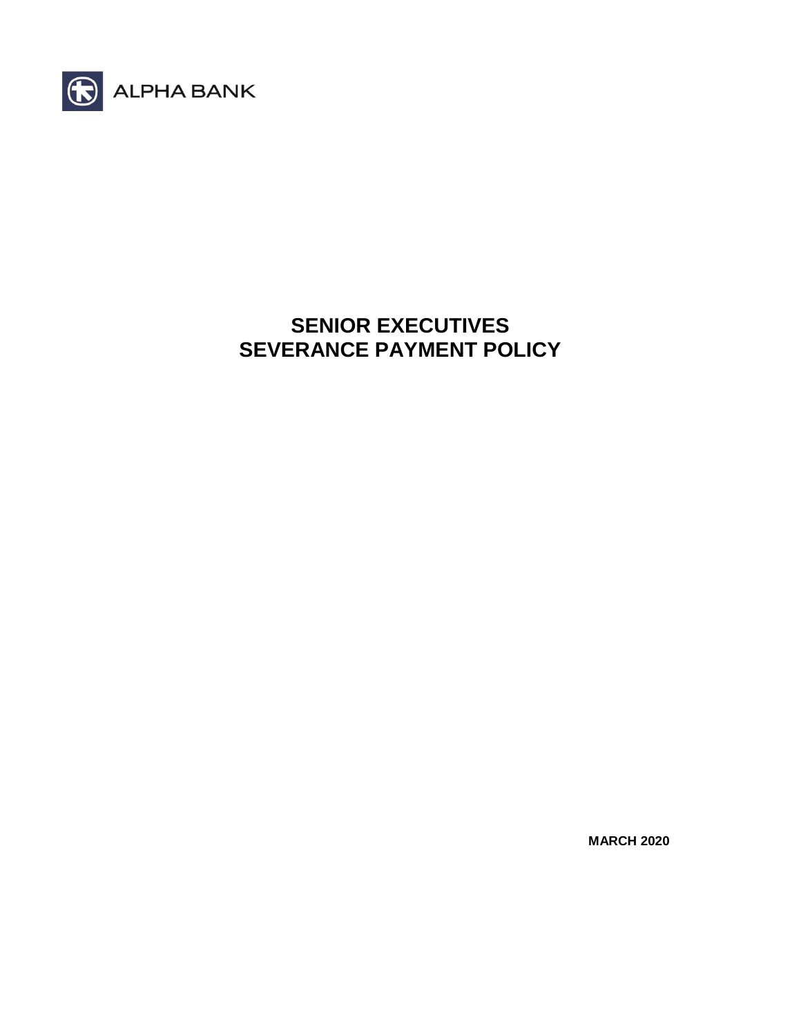ALPHA BANK

# SENIOR EXECUTIVES SEVERANCE PAYMENT POLICY

**MARCH 2020**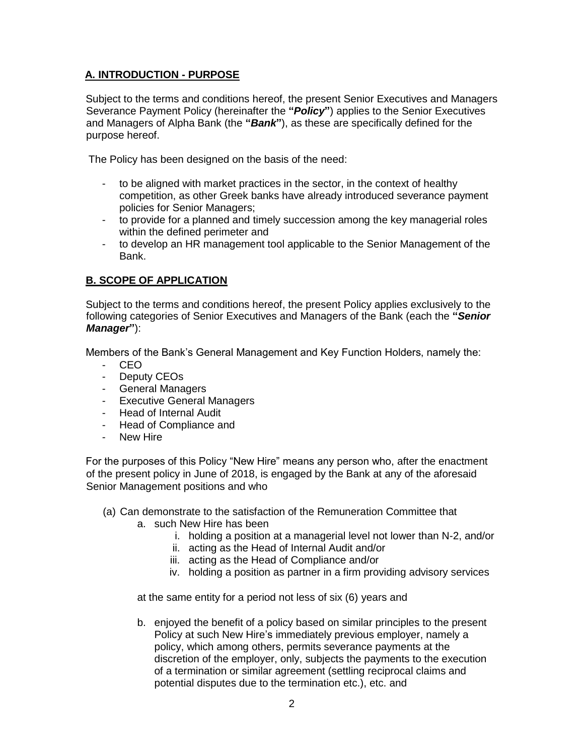## **A. INTRODUCTION - PURPOSE**

Subject to the terms and conditions hereof, the present Senior Executives and Managers Severance Payment Policy (hereinafter the **"*Policy*"**) applies to the Senior Executives and Managers of Alpha Bank (the **"*Bank*"**), as these are specifically defined for the purpose hereof.

The Policy has been designed on the basis of the need:

- to be aligned with market practices in the sector, in the context of healthy competition, as other Greek banks have already introduced severance payment policies for Senior Managers;
- to provide for a planned and timely succession among the key managerial roles within the defined perimeter and
- to develop an HR management tool applicable to the Senior Management of the Bank.

## **B. SCOPE OF APPLICATION**

Subject to the terms and conditions hereof, the present Policy applies exclusively to the following categories of Senior Executives and Managers of the Bank (each the **"*Senior Manager*"**):

Members of the Bank's General Management and Key Function Holders, namely the:

- CEO
- Deputy CEOs
- General Managers
- Executive General Managers
- Head of Internal Audit
- Head of Compliance and
- New Hire

For the purposes of this Policy "New Hire" means any person who, after the enactment of the present policy in June of 2018, is engaged by the Bank at any of the aforesaid Senior Management positions and who

(a) Can demonstrate to the satisfaction of the Remuneration Committee that

  a. such New Hire has been

    i. holding a position at a managerial level not lower than N-2, and/or
    ii. acting as the Head of Internal Audit and/or
    iii. acting as the Head of Compliance and/or
    iv. holding a position as partner in a firm providing advisory services

  at the same entity for a period not less of six (6) years and

  b. enjoyed the benefit of a policy based on similar principles to the present Policy at such New Hire's immediately previous employer, namely a policy, which among others, permits severance payments at the discretion of the employer, only, subjects the payments to the execution of a termination or similar agreement (settling reciprocal claims and potential disputes due to the termination etc.), etc. and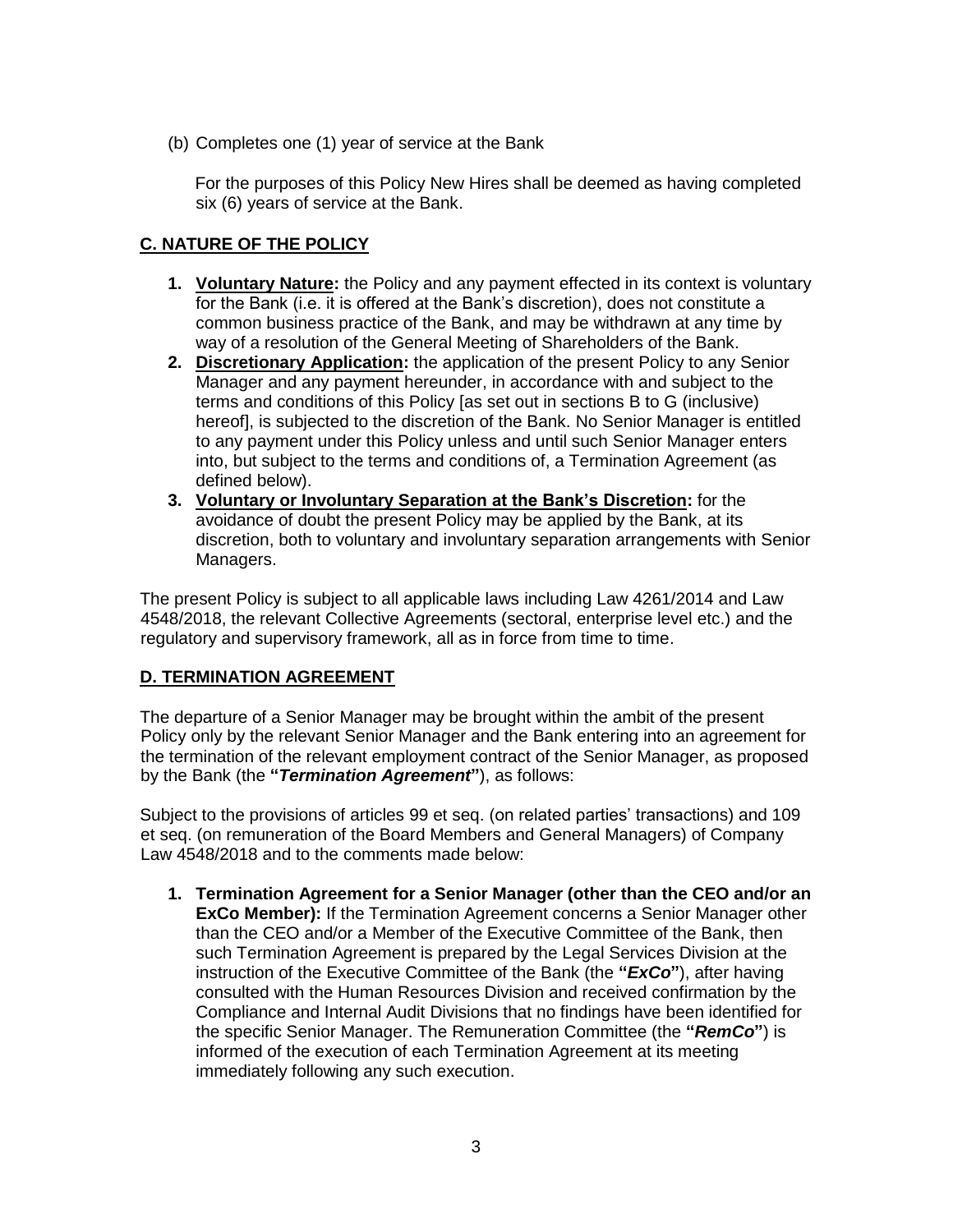(b) Completes one (1) year of service at the Bank

For the purposes of this Policy New Hires shall be deemed as having completed six (6) years of service at the Bank.

## C. NATURE OF THE POLICY

1. **Voluntary Nature:** the Policy and any payment effected in its context is voluntary for the Bank (i.e. it is offered at the Bank's discretion), does not constitute a common business practice of the Bank, and may be withdrawn at any time by way of a resolution of the General Meeting of Shareholders of the Bank.
2. **Discretionary Application:** the application of the present Policy to any Senior Manager and any payment hereunder, in accordance with and subject to the terms and conditions of this Policy [as set out in sections B to G (inclusive) hereof], is subjected to the discretion of the Bank. No Senior Manager is entitled to any payment under this Policy unless and until such Senior Manager enters into, but subject to the terms and conditions of, a Termination Agreement (as defined below).
3. **Voluntary or Involuntary Separation at the Bank's Discretion:** for the avoidance of doubt the present Policy may be applied by the Bank, at its discretion, both to voluntary and involuntary separation arrangements with Senior Managers.

The present Policy is subject to all applicable laws including Law 4261/2014 and Law 4548/2018, the relevant Collective Agreements (sectoral, enterprise level etc.) and the regulatory and supervisory framework, all as in force from time to time.

## D. TERMINATION AGREEMENT

The departure of a Senior Manager may be brought within the ambit of the present Policy only by the relevant Senior Manager and the Bank entering into an agreement for the termination of the relevant employment contract of the Senior Manager, as proposed by the Bank (the **"*Termination Agreement*"**), as follows:

Subject to the provisions of articles 99 et seq. (on related parties' transactions) and 109 et seq. (on remuneration of the Board Members and General Managers) of Company Law 4548/2018 and to the comments made below:

1. **Termination Agreement for a Senior Manager (other than the CEO and/or an ExCo Member):** If the Termination Agreement concerns a Senior Manager other than the CEO and/or a Member of the Executive Committee of the Bank, then such Termination Agreement is prepared by the Legal Services Division at the instruction of the Executive Committee of the Bank (the **"*ExCo*"**), after having consulted with the Human Resources Division and received confirmation by the Compliance and Internal Audit Divisions that no findings have been identified for the specific Senior Manager. The Remuneration Committee (the **"*RemCo*"**) is informed of the execution of each Termination Agreement at its meeting immediately following any such execution.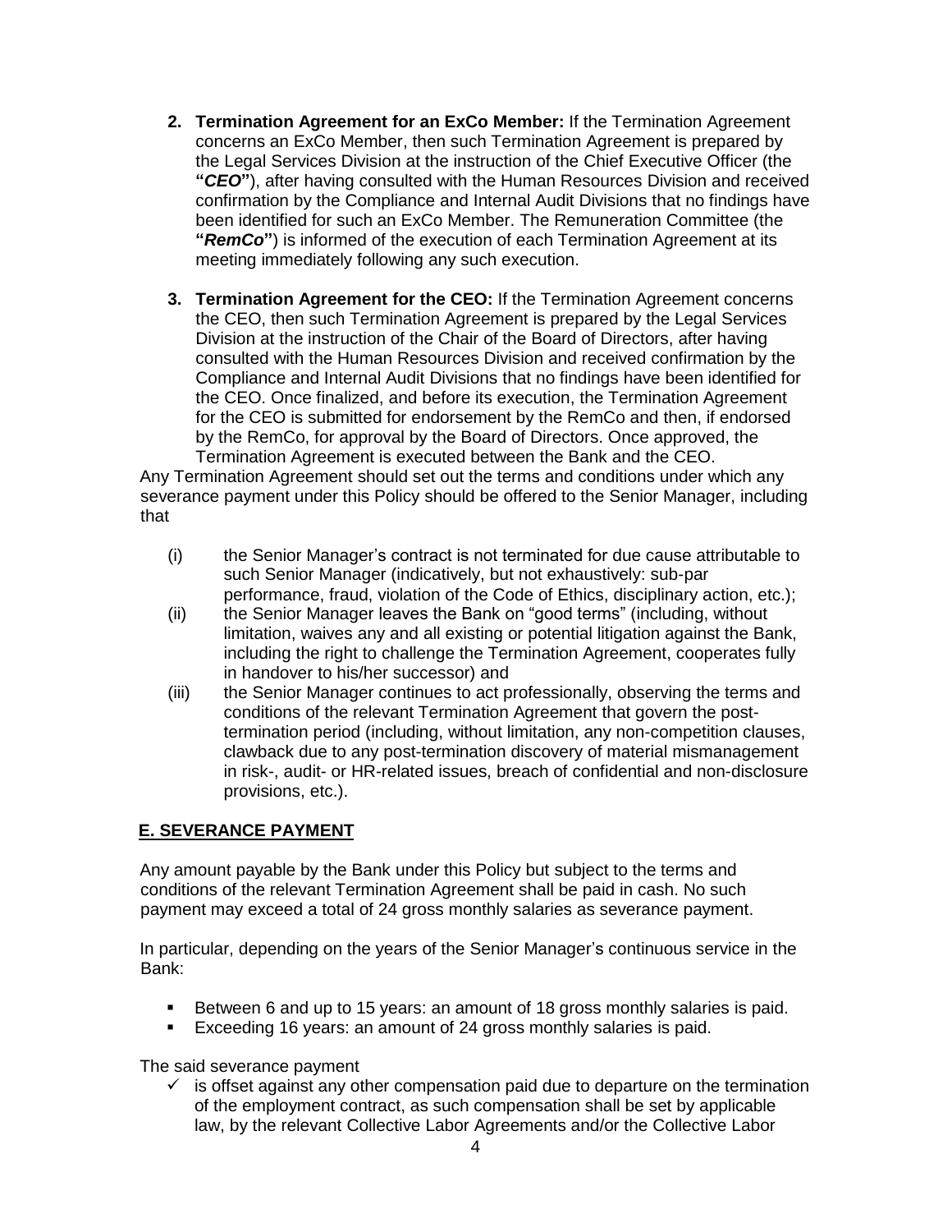2. **Termination Agreement for an ExCo Member:** If the Termination Agreement concerns an ExCo Member, then such Termination Agreement is prepared by the Legal Services Division at the instruction of the Chief Executive Officer (the **"*CEO*"**), after having consulted with the Human Resources Division and received confirmation by the Compliance and Internal Audit Divisions that no findings have been identified for such an ExCo Member. The Remuneration Committee (the **"*RemCo*"**) is informed of the execution of each Termination Agreement at its meeting immediately following any such execution.

3. **Termination Agreement for the CEO:** If the Termination Agreement concerns the CEO, then such Termination Agreement is prepared by the Legal Services Division at the instruction of the Chair of the Board of Directors, after having consulted with the Human Resources Division and received confirmation by the Compliance and Internal Audit Divisions that no findings have been identified for the CEO. Once finalized, and before its execution, the Termination Agreement for the CEO is submitted for endorsement by the RemCo and then, if endorsed by the RemCo, for approval by the Board of Directors. Once approved, the Termination Agreement is executed between the Bank and the CEO.

Any Termination Agreement should set out the terms and conditions under which any severance payment under this Policy should be offered to the Senior Manager, including that

(i) the Senior Manager's contract is not terminated for due cause attributable to such Senior Manager (indicatively, but not exhaustively: sub-par performance, fraud, violation of the Code of Ethics, disciplinary action, etc.);

(ii) the Senior Manager leaves the Bank on "good terms" (including, without limitation, waives any and all existing or potential litigation against the Bank, including the right to challenge the Termination Agreement, cooperates fully in handover to his/her successor) and

(iii) the Senior Manager continues to act professionally, observing the terms and conditions of the relevant Termination Agreement that govern the post-termination period (including, without limitation, any non-competition clauses, clawback due to any post-termination discovery of material mismanagement in risk-, audit- or HR-related issues, breach of confidential and non-disclosure provisions, etc.).

## E. SEVERANCE PAYMENT

Any amount payable by the Bank under this Policy but subject to the terms and conditions of the relevant Termination Agreement shall be paid in cash. No such payment may exceed a total of 24 gross monthly salaries as severance payment.

In particular, depending on the years of the Senior Manager's continuous service in the Bank:

- Between 6 and up to 15 years: an amount of 18 gross monthly salaries is paid.
- Exceeding 16 years: an amount of 24 gross monthly salaries is paid.

The said severance payment

- ✓ is offset against any other compensation paid due to departure on the termination of the employment contract, as such compensation shall be set by applicable law, by the relevant Collective Labor Agreements and/or the Collective Labor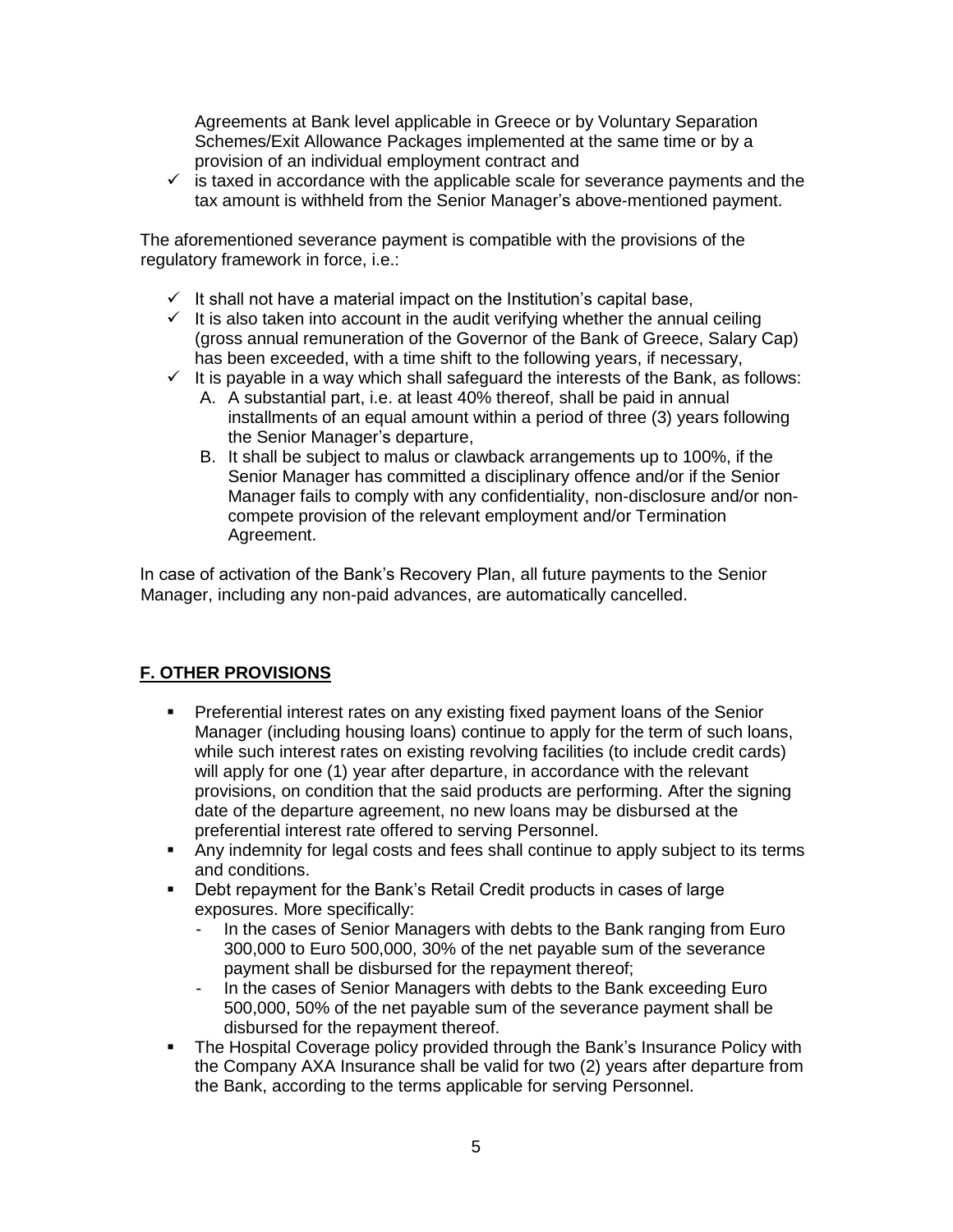Agreements at Bank level applicable in Greece or by Voluntary Separation Schemes/Exit Allowance Packages implemented at the same time or by a provision of an individual employment contract and

- ✓ is taxed in accordance with the applicable scale for severance payments and the tax amount is withheld from the Senior Manager's above-mentioned payment.

The aforementioned severance payment is compatible with the provisions of the regulatory framework in force, i.e.:

- ✓ It shall not have a material impact on the Institution's capital base,
- ✓ It is also taken into account in the audit verifying whether the annual ceiling (gross annual remuneration of the Governor of the Bank of Greece, Salary Cap) has been exceeded, with a time shift to the following years, if necessary,
- ✓ It is payable in a way which shall safeguard the interests of the Bank, as follows:
  - A. A substantial part, i.e. at least 40% thereof, shall be paid in annual installments of an equal amount within a period of three (3) years following the Senior Manager's departure,
  - B. It shall be subject to malus or clawback arrangements up to 100%, if the Senior Manager has committed a disciplinary offence and/or if the Senior Manager fails to comply with any confidentiality, non-disclosure and/or non-compete provision of the relevant employment and/or Termination Agreement.

In case of activation of the Bank's Recovery Plan, all future payments to the Senior Manager, including any non-paid advances, are automatically cancelled.

## **F. OTHER PROVISIONS**

- Preferential interest rates on any existing fixed payment loans of the Senior Manager (including housing loans) continue to apply for the term of such loans, while such interest rates on existing revolving facilities (to include credit cards) will apply for one (1) year after departure, in accordance with the relevant provisions, on condition that the said products are performing. After the signing date of the departure agreement, no new loans may be disbursed at the preferential interest rate offered to serving Personnel.
- Any indemnity for legal costs and fees shall continue to apply subject to its terms and conditions.
- Debt repayment for the Bank's Retail Credit products in cases of large exposures. More specifically:
  - In the cases of Senior Managers with debts to the Bank ranging from Euro 300,000 to Euro 500,000, 30% of the net payable sum of the severance payment shall be disbursed for the repayment thereof;
  - In the cases of Senior Managers with debts to the Bank exceeding Euro 500,000, 50% of the net payable sum of the severance payment shall be disbursed for the repayment thereof.
- The Hospital Coverage policy provided through the Bank's Insurance Policy with the Company AXA Insurance shall be valid for two (2) years after departure from the Bank, according to the terms applicable for serving Personnel.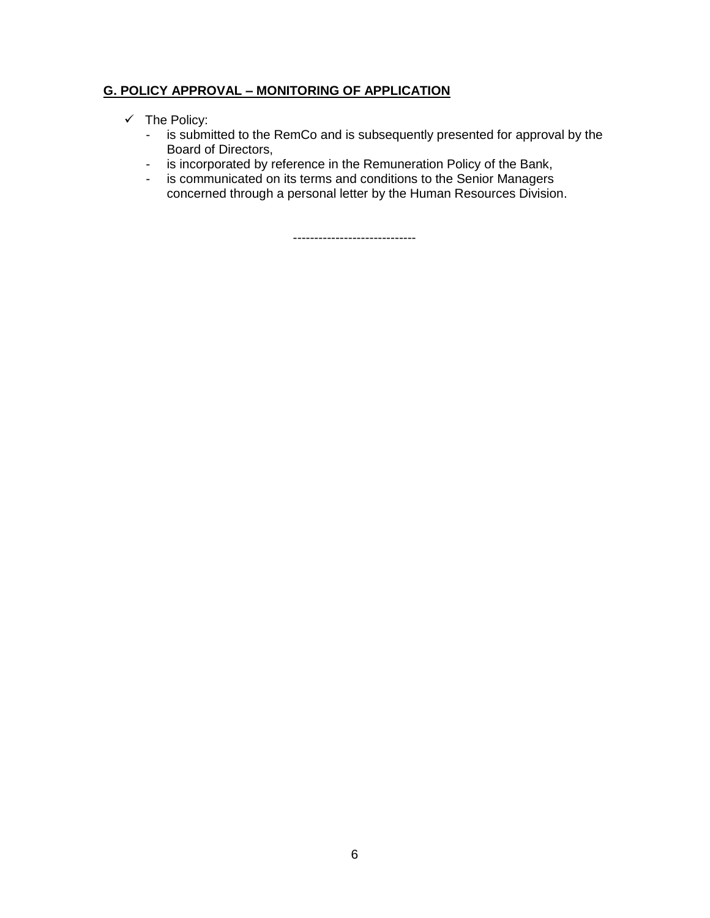## G. POLICY APPROVAL – MONITORING OF APPLICATION

- ✓ The Policy:
  - is submitted to the RemCo and is subsequently presented for approval by the Board of Directors,
  - is incorporated by reference in the Remuneration Policy of the Bank,
  - is communicated on its terms and conditions to the Senior Managers concerned through a personal letter by the Human Resources Division.

----------------------------